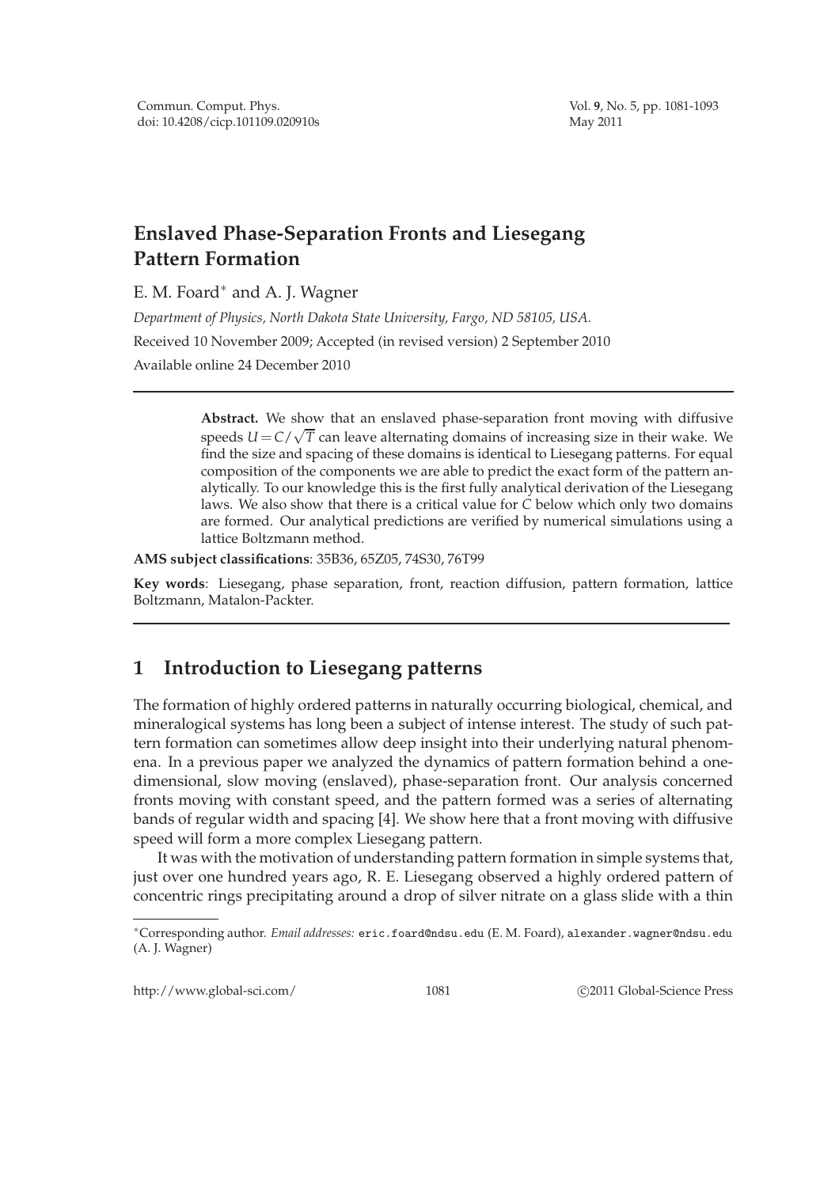# Enslaved Phase-Separation Fronts and Liesegang Pattern Formation

E. M. Foard[*] and A. J. Wagner

*Department of Physics, North Dakota State University, Fargo, ND 58105, USA.*

Received 10 November 2009; Accepted (in revised version) 2 September 2010

Available online 24 December 2010

---

> **Abstract.** We show that an enslaved phase-separation front moving with diffusive speeds $U = C/\sqrt{T}$ can leave alternating domains of increasing size in their wake. We find the size and spacing of these domains is identical to Liesegang patterns. For equal composition of the components we are able to predict the exact form of the pattern analytically. To our knowledge this is the first fully analytical derivation of the Liesegang laws. We also show that there is a critical value for $C$ below which only two domains are formed. Our analytical predictions are verified by numerical simulations using a lattice Boltzmann method.

**AMS subject classifications**: 35B36, 65Z05, 74S30, 76T99

**Key words**: Liesegang, phase separation, front, reaction diffusion, pattern formation, lattice Boltzmann, Matalon-Packter.

---

## 1 Introduction to Liesegang patterns

The formation of highly ordered patterns in naturally occurring biological, chemical, and mineralogical systems has long been a subject of intense interest. The study of such pattern formation can sometimes allow deep insight into their underlying natural phenomena. In a previous paper we analyzed the dynamics of pattern formation behind a one-dimensional, slow moving (enslaved), phase-separation front. Our analysis concerned fronts moving with constant speed, and the pattern formed was a series of alternating bands of regular width and spacing [4]. We show here that a front moving with diffusive speed will form a more complex Liesegang pattern.

It was with the motivation of understanding pattern formation in simple systems that, just over one hundred years ago, R. E. Liesegang observed a highly ordered pattern of concentric rings precipitating around a drop of silver nitrate on a glass slide with a thin

---

[*]Corresponding author. *Email addresses:* eric.foard@ndsu.edu (E. M. Foard), alexander.wagner@ndsu.edu (A. J. Wagner)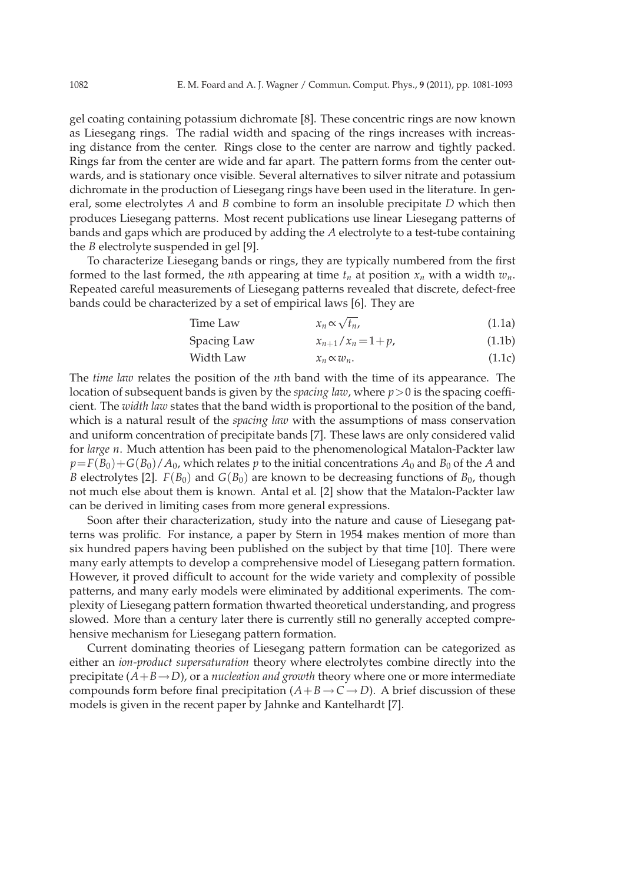gel coating containing potassium dichromate [8]. These concentric rings are now known as Liesegang rings. The radial width and spacing of the rings increases with increasing distance from the center. Rings close to the center are narrow and tightly packed. Rings far from the center are wide and far apart. The pattern forms from the center outwards, and is stationary once visible. Several alternatives to silver nitrate and potassium dichromate in the production of Liesegang rings have been used in the literature. In general, some electrolytes $A$ and $B$ combine to form an insoluble precipitate $D$ which then produces Liesegang patterns. Most recent publications use linear Liesegang patterns of bands and gaps which are produced by adding the $A$ electrolyte to a test-tube containing the $B$ electrolyte suspended in gel [9].

To characterize Liesegang bands or rings, they are typically numbered from the first formed to the last formed, the $n$th appearing at time $t_n$ at position $x_n$ with a width $w_n$. Repeated careful measurements of Liesegang patterns revealed that discrete, defect-free bands could be characterized by a set of empirical laws [6]. They are

$$\text{Time Law} \qquad x_n \propto \sqrt{t_n}, \tag{1.1a}$$

$$\text{Spacing Law} \qquad x_{n+1}/x_n = 1+p, \tag{1.1b}$$

$$\text{Width Law} \qquad x_n \propto w_n. \tag{1.1c}$$

The *time law* relates the position of the $n$th band with the time of its appearance. The location of subsequent bands is given by the *spacing law*, where $p>0$ is the spacing coefficient. The *width law* states that the band width is proportional to the position of the band, which is a natural result of the *spacing law* with the assumptions of mass conservation and uniform concentration of precipitate bands [7]. These laws are only considered valid for *large n*. Much attention has been paid to the phenomenological Matalon-Packter law $p = F(B_0) + G(B_0)/A_0$, which relates $p$ to the initial concentrations $A_0$ and $B_0$ of the $A$ and $B$ electrolytes [2]. $F(B_0)$ and $G(B_0)$ are known to be decreasing functions of $B_0$, though not much else about them is known. Antal et al. [2] show that the Matalon-Packter law can be derived in limiting cases from more general expressions.

Soon after their characterization, study into the nature and cause of Liesegang patterns was prolific. For instance, a paper by Stern in 1954 makes mention of more than six hundred papers having been published on the subject by that time [10]. There were many early attempts to develop a comprehensive model of Liesegang pattern formation. However, it proved difficult to account for the wide variety and complexity of possible patterns, and many early models were eliminated by additional experiments. The complexity of Liesegang pattern formation thwarted theoretical understanding, and progress slowed. More than a century later there is currently still no generally accepted comprehensive mechanism for Liesegang pattern formation.

Current dominating theories of Liesegang pattern formation can be categorized as either an *ion-product supersaturation* theory where electrolytes combine directly into the precipitate ($A+B \rightarrow D$), or a *nucleation and growth* theory where one or more intermediate compounds form before final precipitation ($A+B \rightarrow C \rightarrow D$). A brief discussion of these models is given in the recent paper by Jahnke and Kantelhardt [7].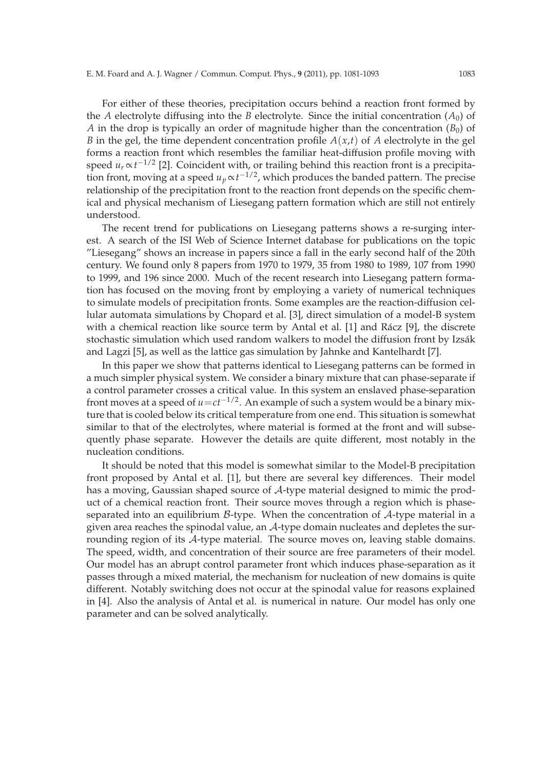For either of these theories, precipitation occurs behind a reaction front formed by the $A$ electrolyte diffusing into the $B$ electrolyte. Since the initial concentration ($A_0$) of $A$ in the drop is typically an order of magnitude higher than the concentration ($B_0$) of $B$ in the gel, the time dependent concentration profile $A(x,t)$ of $A$ electrolyte in the gel forms a reaction front which resembles the familiar heat-diffusion profile moving with speed $u_r \propto t^{-1/2}$ [2]. Coincident with, or trailing behind this reaction front is a precipitation front, moving at a speed $u_p \propto t^{-1/2}$, which produces the banded pattern. The precise relationship of the precipitation front to the reaction front depends on the specific chemical and physical mechanism of Liesegang pattern formation which are still not entirely understood.

The recent trend for publications on Liesegang patterns shows a re-surging interest. A search of the ISI Web of Science Internet database for publications on the topic "Liesegang" shows an increase in papers since a fall in the early second half of the 20th century. We found only 8 papers from 1970 to 1979, 35 from 1980 to 1989, 107 from 1990 to 1999, and 196 since 2000. Much of the recent research into Liesegang pattern formation has focused on the moving front by employing a variety of numerical techniques to simulate models of precipitation fronts. Some examples are the reaction-diffusion cellular automata simulations by Chopard et al. [3], direct simulation of a model-B system with a chemical reaction like source term by Antal et al. [1] and Rácz [9], the discrete stochastic simulation which used random walkers to model the diffusion front by Izsák and Lagzi [5], as well as the lattice gas simulation by Jahnke and Kantelhardt [7].

In this paper we show that patterns identical to Liesegang patterns can be formed in a much simpler physical system. We consider a binary mixture that can phase-separate if a control parameter crosses a critical value. In this system an enslaved phase-separation front moves at a speed of $u = ct^{-1/2}$. An example of such a system would be a binary mixture that is cooled below its critical temperature from one end. This situation is somewhat similar to that of the electrolytes, where material is formed at the front and will subsequently phase separate. However the details are quite different, most notably in the nucleation conditions.

It should be noted that this model is somewhat similar to the Model-B precipitation front proposed by Antal et al. [1], but there are several key differences. Their model has a moving, Gaussian shaped source of $\mathcal{A}$-type material designed to mimic the product of a chemical reaction front. Their source moves through a region which is phase-separated into an equilibrium $\mathcal{B}$-type. When the concentration of $\mathcal{A}$-type material in a given area reaches the spinodal value, an $\mathcal{A}$-type domain nucleates and depletes the surrounding region of its $\mathcal{A}$-type material. The source moves on, leaving stable domains. The speed, width, and concentration of their source are free parameters of their model. Our model has an abrupt control parameter front which induces phase-separation as it passes through a mixed material, the mechanism for nucleation of new domains is quite different. Notably switching does not occur at the spinodal value for reasons explained in [4]. Also the analysis of Antal et al. is numerical in nature. Our model has only one parameter and can be solved analytically.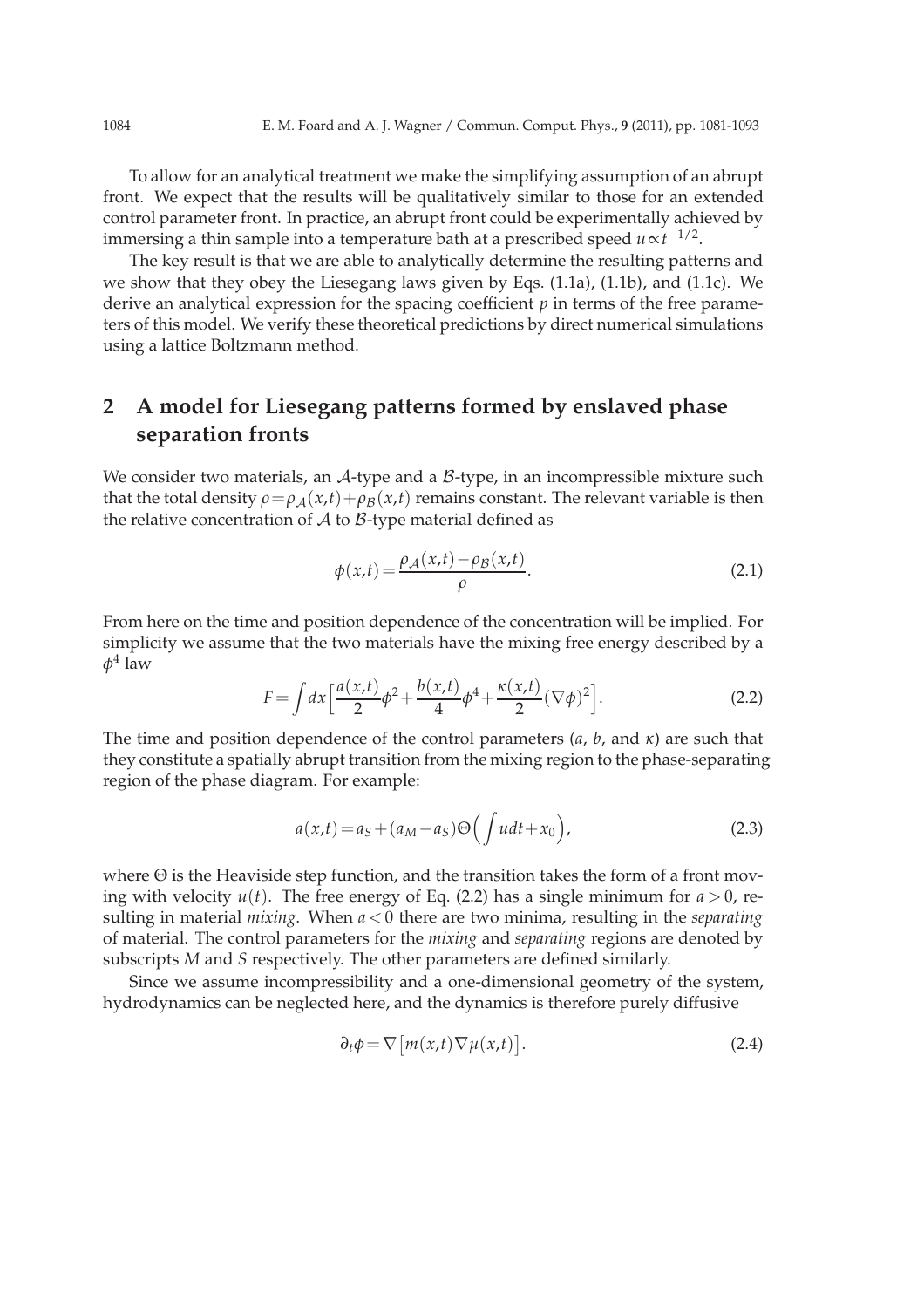To allow for an analytical treatment we make the simplifying assumption of an abrupt front. We expect that the results will be qualitatively similar to those for an extended control parameter front. In practice, an abrupt front could be experimentally achieved by immersing a thin sample into a temperature bath at a prescribed speed $u \propto t^{-1/2}$.

The key result is that we are able to analytically determine the resulting patterns and we show that they obey the Liesegang laws given by Eqs. (1.1a), (1.1b), and (1.1c). We derive an analytical expression for the spacing coefficient $p$ in terms of the free parameters of this model. We verify these theoretical predictions by direct numerical simulations using a lattice Boltzmann method.

## 2 A model for Liesegang patterns formed by enslaved phase separation fronts

We consider two materials, an $\mathcal{A}$-type and a $\mathcal{B}$-type, in an incompressible mixture such that the total density $\rho = \rho_{\mathcal{A}}(x,t) + \rho_{\mathcal{B}}(x,t)$ remains constant. The relevant variable is then the relative concentration of $\mathcal{A}$ to $\mathcal{B}$-type material defined as

$$\phi(x,t) = \frac{\rho_{\mathcal{A}}(x,t) - \rho_{\mathcal{B}}(x,t)}{\rho}. \tag{2.1}$$

From here on the time and position dependence of the concentration will be implied. For simplicity we assume that the two materials have the mixing free energy described by a $\phi^4$ law

$$F = \int dx \Big[ \frac{a(x,t)}{2}\phi^2 + \frac{b(x,t)}{4}\phi^4 + \frac{\kappa(x,t)}{2}(\nabla\phi)^2 \Big]. \tag{2.2}$$

The time and position dependence of the control parameters ($a$, $b$, and $\kappa$) are such that they constitute a spatially abrupt transition from the mixing region to the phase-separating region of the phase diagram. For example:

$$a(x,t) = a_S + (a_M - a_S)\Theta\Big(\int u dt + x_0\Big), \tag{2.3}$$

where $\Theta$ is the Heaviside step function, and the transition takes the form of a front moving with velocity $u(t)$. The free energy of Eq. (2.2) has a single minimum for $a > 0$, resulting in material *mixing*. When $a < 0$ there are two minima, resulting in the *separating* of material. The control parameters for the *mixing* and *separating* regions are denoted by subscripts $M$ and $S$ respectively. The other parameters are defined similarly.

Since we assume incompressibility and a one-dimensional geometry of the system, hydrodynamics can be neglected here, and the dynamics is therefore purely diffusive

$$\partial_t \phi = \nabla \big[ m(x,t) \nabla \mu(x,t) \big]. \tag{2.4}$$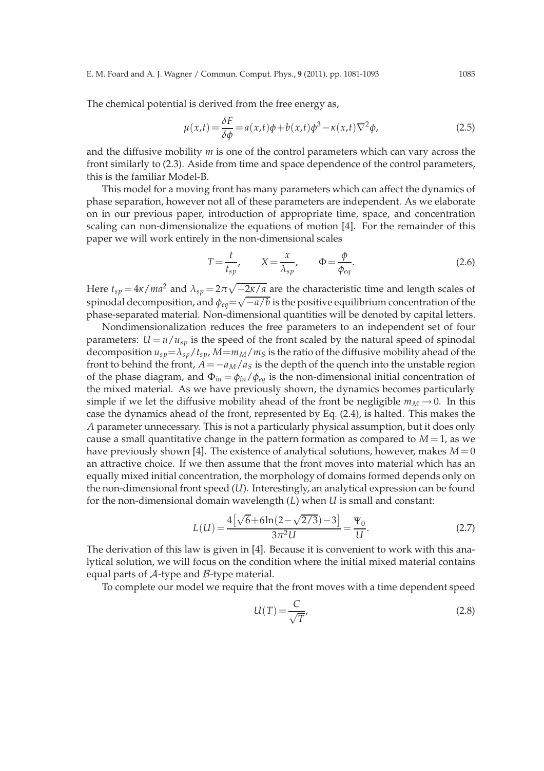The chemical potential is derived from the free energy as,

$$\mu(x,t) = \frac{\delta F}{\delta \phi} = a(x,t)\phi + b(x,t)\phi^3 - \kappa(x,t)\nabla^2\phi, \tag{2.5}$$

and the diffusive mobility $m$ is one of the control parameters which can vary across the front similarly to (2.3). Aside from time and space dependence of the control parameters, this is the familiar Model-B.

This model for a moving front has many parameters which can affect the dynamics of phase separation, however not all of these parameters are independent. As we elaborate on in our previous paper, introduction of appropriate time, space, and concentration scaling can non-dimensionalize the equations of motion [4]. For the remainder of this paper we will work entirely in the non-dimensional scales

$$T = \frac{t}{t_{sp}}, \qquad X = \frac{x}{\lambda_{sp}}, \qquad \Phi = \frac{\phi}{\phi_{eq}}. \tag{2.6}$$

Here $t_{sp} = 4\kappa/ma^2$ and $\lambda_{sp} = 2\pi\sqrt{-2\kappa/a}$ are the characteristic time and length scales of spinodal decomposition, and $\phi_{eq} = \sqrt{-a/b}$ is the positive equilibrium concentration of the phase-separated material. Non-dimensional quantities will be denoted by capital letters.

Nondimensionalization reduces the free parameters to an independent set of four parameters: $U = u/u_{sp}$ is the speed of the front scaled by the natural speed of spinodal decomposition $u_{sp} = \lambda_{sp}/t_{sp}$, $M = m_M/m_S$ is the ratio of the diffusive mobility ahead of the front to behind the front, $A = -a_M/a_S$ is the depth of the quench into the unstable region of the phase diagram, and $\Phi_{in} = \phi_{in}/\phi_{eq}$ is the non-dimensional initial concentration of the mixed material. As we have previously shown, the dynamics becomes particularly simple if we let the diffusive mobility ahead of the front be negligible $m_M \to 0$. In this case the dynamics ahead of the front, represented by Eq. (2.4), is halted. This makes the $A$ parameter unnecessary. This is not a particularly physical assumption, but it does only cause a small quantitative change in the pattern formation as compared to $M = 1$, as we have previously shown [4]. The existence of analytical solutions, however, makes $M = 0$ an attractive choice. If we then assume that the front moves into material which has an equally mixed initial concentration, the morphology of domains formed depends only on the non-dimensional front speed ($U$). Interestingly, an analytical expression can be found for the non-dimensional domain wavelength ($L$) when $U$ is small and constant:

$$L(U) = \frac{4\left[\sqrt{6} + 6\ln(2 - \sqrt{2/3}) - 3\right]}{3\pi^2 U} = \frac{\Psi_0}{U}. \tag{2.7}$$

The derivation of this law is given in [4]. Because it is convenient to work with this analytical solution, we will focus on the condition where the initial mixed material contains equal parts of $\mathcal{A}$-type and $\mathcal{B}$-type material.

To complete our model we require that the front moves with a time dependent speed

$$U(T) = \frac{C}{\sqrt{T}}, \tag{2.8}$$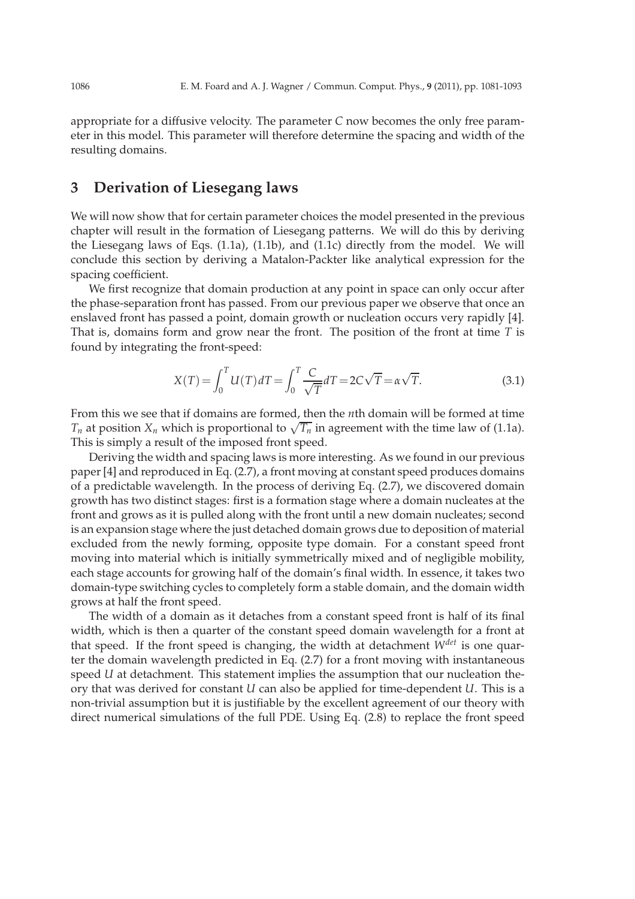appropriate for a diffusive velocity. The parameter $C$ now becomes the only free parameter in this model. This parameter will therefore determine the spacing and width of the resulting domains.

## 3 Derivation of Liesegang laws

We will now show that for certain parameter choices the model presented in the previous chapter will result in the formation of Liesegang patterns. We will do this by deriving the Liesegang laws of Eqs. (1.1a), (1.1b), and (1.1c) directly from the model. We will conclude this section by deriving a Matalon-Packter like analytical expression for the spacing coefficient.

We first recognize that domain production at any point in space can only occur after the phase-separation front has passed. From our previous paper we observe that once an enslaved front has passed a point, domain growth or nucleation occurs very rapidly [4]. That is, domains form and grow near the front. The position of the front at time $T$ is found by integrating the front-speed:

$$X(T)=\int_0^T U(T)\,dT=\int_0^T \frac{C}{\sqrt{T}}dT=2C\sqrt{T}=\alpha\sqrt{T}. \tag{3.1}$$

From this we see that if domains are formed, then the $n$th domain will be formed at time $T_n$ at position $X_n$ which is proportional to $\sqrt{T_n}$ in agreement with the time law of (1.1a). This is simply a result of the imposed front speed.

Deriving the width and spacing laws is more interesting. As we found in our previous paper [4] and reproduced in Eq. (2.7), a front moving at constant speed produces domains of a predictable wavelength. In the process of deriving Eq. (2.7), we discovered domain growth has two distinct stages: first is a formation stage where a domain nucleates at the front and grows as it is pulled along with the front until a new domain nucleates; second is an expansion stage where the just detached domain grows due to deposition of material excluded from the newly forming, opposite type domain. For a constant speed front moving into material which is initially symmetrically mixed and of negligible mobility, each stage accounts for growing half of the domain's final width. In essence, it takes two domain-type switching cycles to completely form a stable domain, and the domain width grows at half the front speed.

The width of a domain as it detaches from a constant speed front is half of its final width, which is then a quarter of the constant speed domain wavelength for a front at that speed. If the front speed is changing, the width at detachment $W^{det}$ is one quarter the domain wavelength predicted in Eq. (2.7) for a front moving with instantaneous speed $U$ at detachment. This statement implies the assumption that our nucleation theory that was derived for constant $U$ can also be applied for time-dependent $U$. This is a non-trivial assumption but it is justifiable by the excellent agreement of our theory with direct numerical simulations of the full PDE. Using Eq. (2.8) to replace the front speed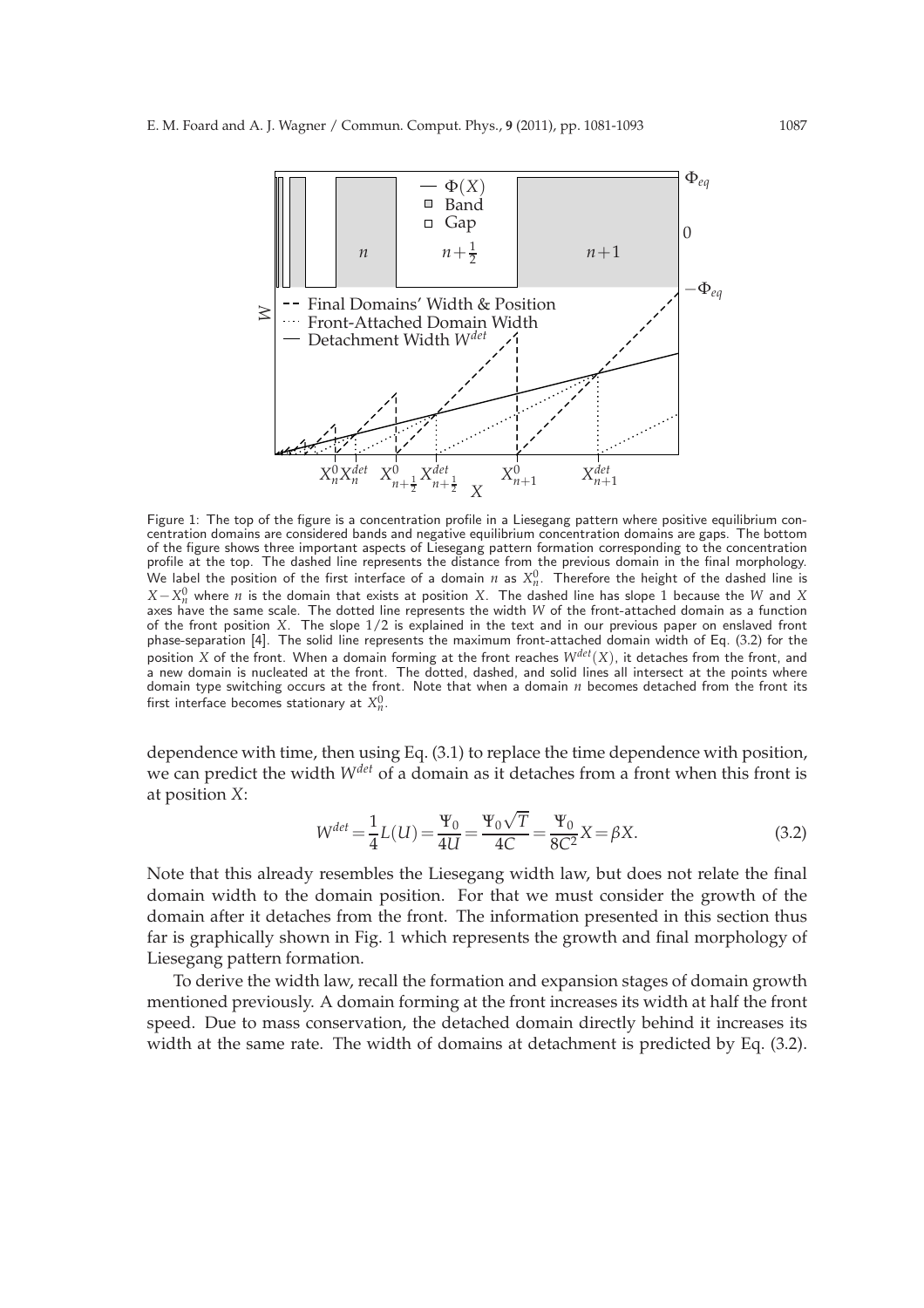Figure 1: The top of the figure is a concentration profile in a Liesegang pattern where positive equilibrium concentration domains are considered bands and negative equilibrium concentration domains are gaps. The bottom of the figure shows three important aspects of Liesegang pattern formation corresponding to the concentration profile at the top. The dashed line represents the distance from the previous domain in the final morphology. We label the position of the first interface of a domain $n$ as $X_n^0$. Therefore the height of the dashed line is $X - X_n^0$ where $n$ is the domain that exists at position $X$. The dashed line has slope 1 because the $W$ and $X$ axes have the same scale. The dotted line represents the width $W$ of the front-attached domain as a function of the front position $X$. The slope $1/2$ is explained in the text and in our previous paper on enslaved front phase-separation [4]. The solid line represents the maximum front-attached domain width of Eq. (3.2) for the position $X$ of the front. When a domain forming at the front reaches $W^{det}(X)$, it detaches from the front, and a new domain is nucleated at the front. The dotted, dashed, and solid lines all intersect at the points where domain type switching occurs at the front. Note that when a domain $n$ becomes detached from the front its first interface becomes stationary at $X_n^0$.

dependence with time, then using Eq. (3.1) to replace the time dependence with position, we can predict the width $W^{det}$ of a domain as it detaches from a front when this front is at position $X$:

$$W^{det} = \frac{1}{4}L(U) = \frac{\Psi_0}{4U} = \frac{\Psi_0\sqrt{T}}{4C} = \frac{\Psi_0}{8C^2}X = \beta X. \tag{3.2}$$

Note that this already resembles the Liesegang width law, but does not relate the final domain width to the domain position. For that we must consider the growth of the domain after it detaches from the front. The information presented in this section thus far is graphically shown in Fig. 1 which represents the growth and final morphology of Liesegang pattern formation.

To derive the width law, recall the formation and expansion stages of domain growth mentioned previously. A domain forming at the front increases its width at half the front speed. Due to mass conservation, the detached domain directly behind it increases its width at the same rate. The width of domains at detachment is predicted by Eq. (3.2).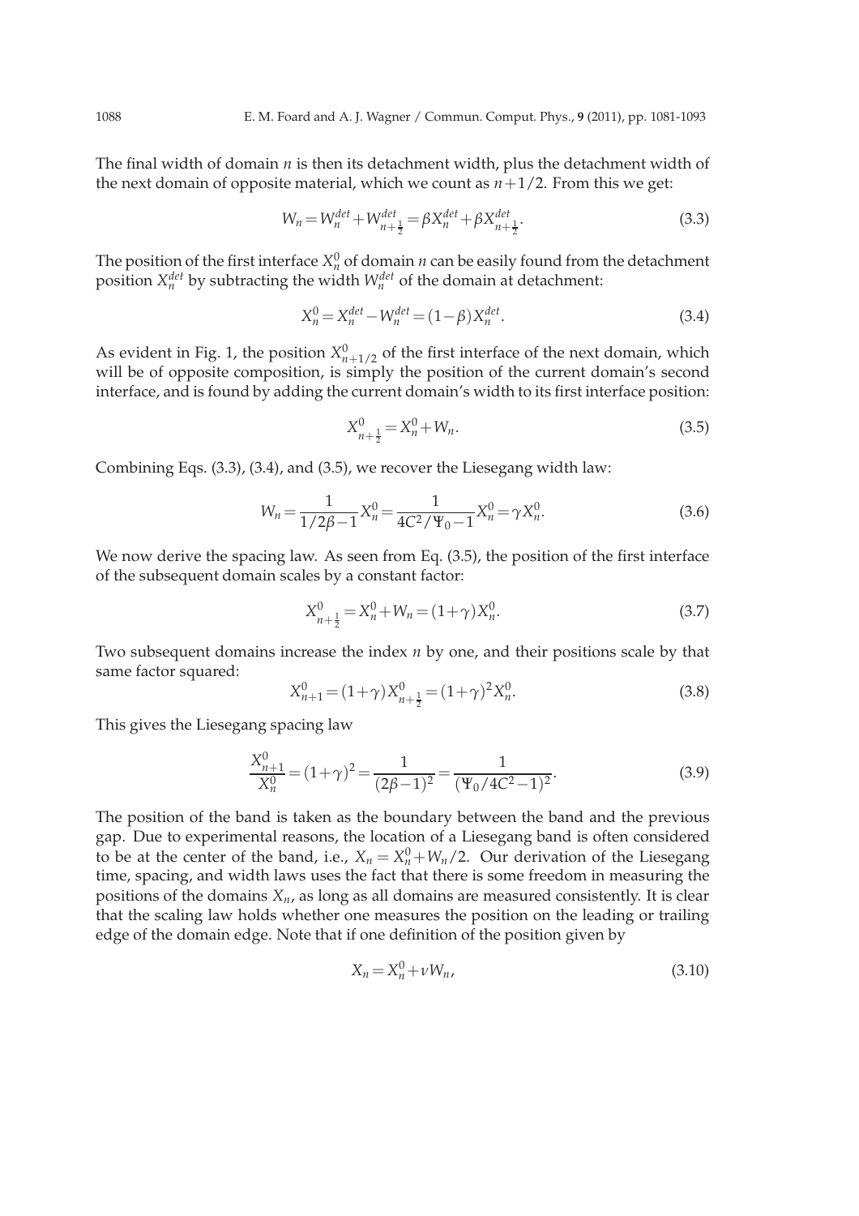The final width of domain $n$ is then its detachment width, plus the detachment width of the next domain of opposite material, which we count as $n+1/2$. From this we get:

$$W_n = W_n^{det} + W_{n+\frac{1}{2}}^{det} = \beta X_n^{det} + \beta X_{n+\frac{1}{2}}^{det}. \tag{3.3}$$

The position of the first interface $X_n^0$ of domain $n$ can be easily found from the detachment position $X_n^{det}$ by subtracting the width $W_n^{det}$ of the domain at detachment:

$$X_n^0 = X_n^{det} - W_n^{det} = (1-\beta) X_n^{det}. \tag{3.4}$$

As evident in Fig. 1, the position $X_{n+1/2}^0$ of the first interface of the next domain, which will be of opposite composition, is simply the position of the current domain's second interface, and is found by adding the current domain's width to its first interface position:

$$X_{n+\frac{1}{2}}^0 = X_n^0 + W_n. \tag{3.5}$$

Combining Eqs. (3.3), (3.4), and (3.5), we recover the Liesegang width law:

$$W_n = \frac{1}{1/2\beta - 1} X_n^0 = \frac{1}{4C^2/\Psi_0 - 1} X_n^0 = \gamma X_n^0. \tag{3.6}$$

We now derive the spacing law. As seen from Eq. (3.5), the position of the first interface of the subsequent domain scales by a constant factor:

$$X_{n+\frac{1}{2}}^0 = X_n^0 + W_n = (1+\gamma) X_n^0. \tag{3.7}$$

Two subsequent domains increase the index $n$ by one, and their positions scale by that same factor squared:

$$X_{n+1}^0 = (1+\gamma) X_{n+\frac{1}{2}}^0 = (1+\gamma)^2 X_n^0. \tag{3.8}$$

This gives the Liesegang spacing law

$$\frac{X_{n+1}^0}{X_n^0} = (1+\gamma)^2 = \frac{1}{(2\beta-1)^2} = \frac{1}{(\Psi_0/4C^2 - 1)^2}. \tag{3.9}$$

The position of the band is taken as the boundary between the band and the previous gap. Due to experimental reasons, the location of a Liesegang band is often considered to be at the center of the band, i.e., $X_n = X_n^0 + W_n/2$. Our derivation of the Liesegang time, spacing, and width laws uses the fact that there is some freedom in measuring the positions of the domains $X_n$, as long as all domains are measured consistently. It is clear that the scaling law holds whether one measures the position on the leading or trailing edge of the domain edge. Note that if one definition of the position given by

$$X_n = X_n^0 + \nu W_n, \tag{3.10}$$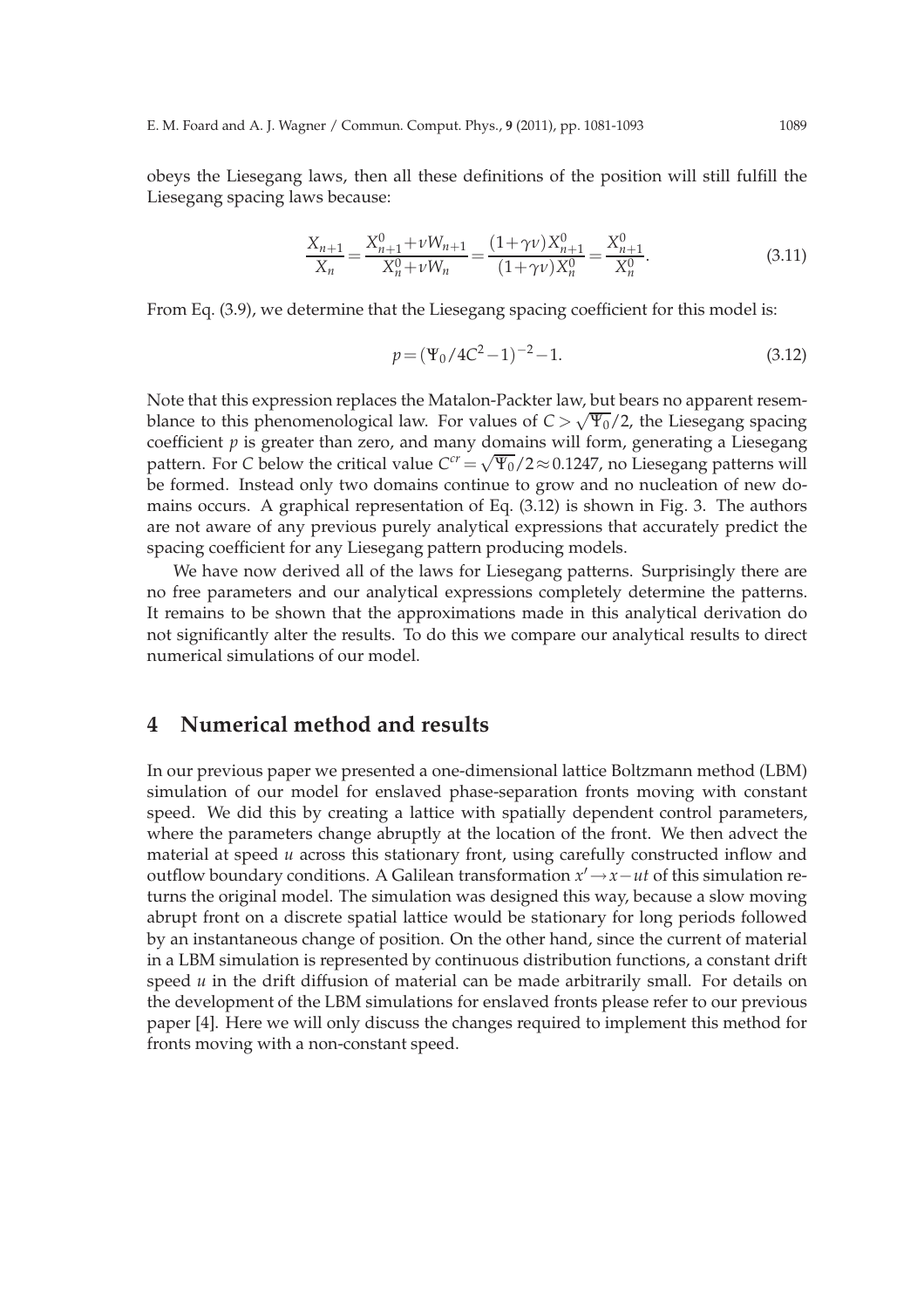obeys the Liesegang laws, then all these definitions of the position will still fulfill the Liesegang spacing laws because:

$$\frac{X_{n+1}}{X_n} = \frac{X_{n+1}^0 + \nu W_{n+1}}{X_n^0 + \nu W_n} = \frac{(1+\gamma\nu)X_{n+1}^0}{(1+\gamma\nu)X_n^0} = \frac{X_{n+1}^0}{X_n^0}. \tag{3.11}$$

From Eq. (3.9), we determine that the Liesegang spacing coefficient for this model is:

$$p = (\Psi_0/4C^2 - 1)^{-2} - 1. \tag{3.12}$$

Note that this expression replaces the Matalon-Packter law, but bears no apparent resemblance to this phenomenological law. For values of $C > \sqrt{\Psi_0}/2$, the Liesegang spacing coefficient $p$ is greater than zero, and many domains will form, generating a Liesegang pattern. For $C$ below the critical value $C^{cr} = \sqrt{\Psi_0}/2 \approx 0.1247$, no Liesegang patterns will be formed. Instead only two domains continue to grow and no nucleation of new domains occurs. A graphical representation of Eq. (3.12) is shown in Fig. 3. The authors are not aware of any previous purely analytical expressions that accurately predict the spacing coefficient for any Liesegang pattern producing models.

We have now derived all of the laws for Liesegang patterns. Surprisingly there are no free parameters and our analytical expressions completely determine the patterns. It remains to be shown that the approximations made in this analytical derivation do not significantly alter the results. To do this we compare our analytical results to direct numerical simulations of our model.

# 4 Numerical method and results

In our previous paper we presented a one-dimensional lattice Boltzmann method (LBM) simulation of our model for enslaved phase-separation fronts moving with constant speed. We did this by creating a lattice with spatially dependent control parameters, where the parameters change abruptly at the location of the front. We then advect the material at speed $u$ across this stationary front, using carefully constructed inflow and outflow boundary conditions. A Galilean transformation $x' \to x - ut$ of this simulation returns the original model. The simulation was designed this way, because a slow moving abrupt front on a discrete spatial lattice would be stationary for long periods followed by an instantaneous change of position. On the other hand, since the current of material in a LBM simulation is represented by continuous distribution functions, a constant drift speed $u$ in the drift diffusion of material can be made arbitrarily small. For details on the development of the LBM simulations for enslaved fronts please refer to our previous paper [4]. Here we will only discuss the changes required to implement this method for fronts moving with a non-constant speed.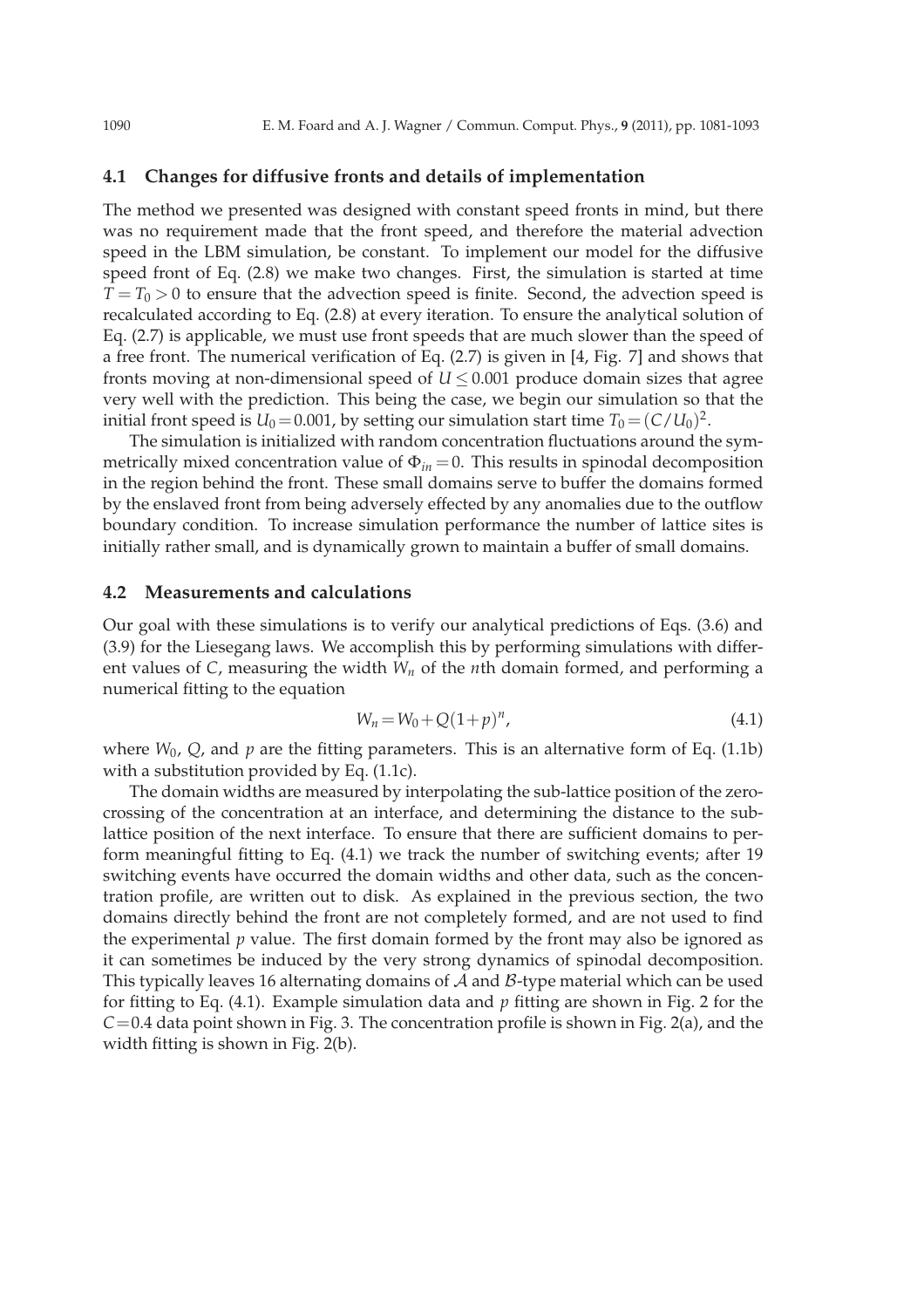### 4.1 Changes for diffusive fronts and details of implementation

The method we presented was designed with constant speed fronts in mind, but there was no requirement made that the front speed, and therefore the material advection speed in the LBM simulation, be constant. To implement our model for the diffusive speed front of Eq. (2.8) we make two changes. First, the simulation is started at time $T = T_0 > 0$ to ensure that the advection speed is finite. Second, the advection speed is recalculated according to Eq. (2.8) at every iteration. To ensure the analytical solution of Eq. (2.7) is applicable, we must use front speeds that are much slower than the speed of a free front. The numerical verification of Eq. (2.7) is given in [4, Fig. 7] and shows that fronts moving at non-dimensional speed of $U \leq 0.001$ produce domain sizes that agree very well with the prediction. This being the case, we begin our simulation so that the initial front speed is $U_0 = 0.001$, by setting our simulation start time $T_0 = (C/U_0)^2$.

The simulation is initialized with random concentration fluctuations around the symmetrically mixed concentration value of $\Phi_{in} = 0$. This results in spinodal decomposition in the region behind the front. These small domains serve to buffer the domains formed by the enslaved front from being adversely effected by any anomalies due to the outflow boundary condition. To increase simulation performance the number of lattice sites is initially rather small, and is dynamically grown to maintain a buffer of small domains.

### 4.2 Measurements and calculations

Our goal with these simulations is to verify our analytical predictions of Eqs. (3.6) and (3.9) for the Liesegang laws. We accomplish this by performing simulations with different values of $C$, measuring the width $W_n$ of the $n$th domain formed, and performing a numerical fitting to the equation

$$W_n = W_0 + Q(1+p)^n, \tag{4.1}$$

where $W_0$, $Q$, and $p$ are the fitting parameters. This is an alternative form of Eq. (1.1b) with a substitution provided by Eq. (1.1c).

The domain widths are measured by interpolating the sub-lattice position of the zero-crossing of the concentration at an interface, and determining the distance to the sub-lattice position of the next interface. To ensure that there are sufficient domains to perform meaningful fitting to Eq. (4.1) we track the number of switching events; after 19 switching events have occurred the domain widths and other data, such as the concentration profile, are written out to disk. As explained in the previous section, the two domains directly behind the front are not completely formed, and are not used to find the experimental $p$ value. The first domain formed by the front may also be ignored as it can sometimes be induced by the very strong dynamics of spinodal decomposition. This typically leaves 16 alternating domains of $\mathcal{A}$ and $\mathcal{B}$-type material which can be used for fitting to Eq. (4.1). Example simulation data and $p$ fitting are shown in Fig. 2 for the $C = 0.4$ data point shown in Fig. 3. The concentration profile is shown in Fig. 2(a), and the width fitting is shown in Fig. 2(b).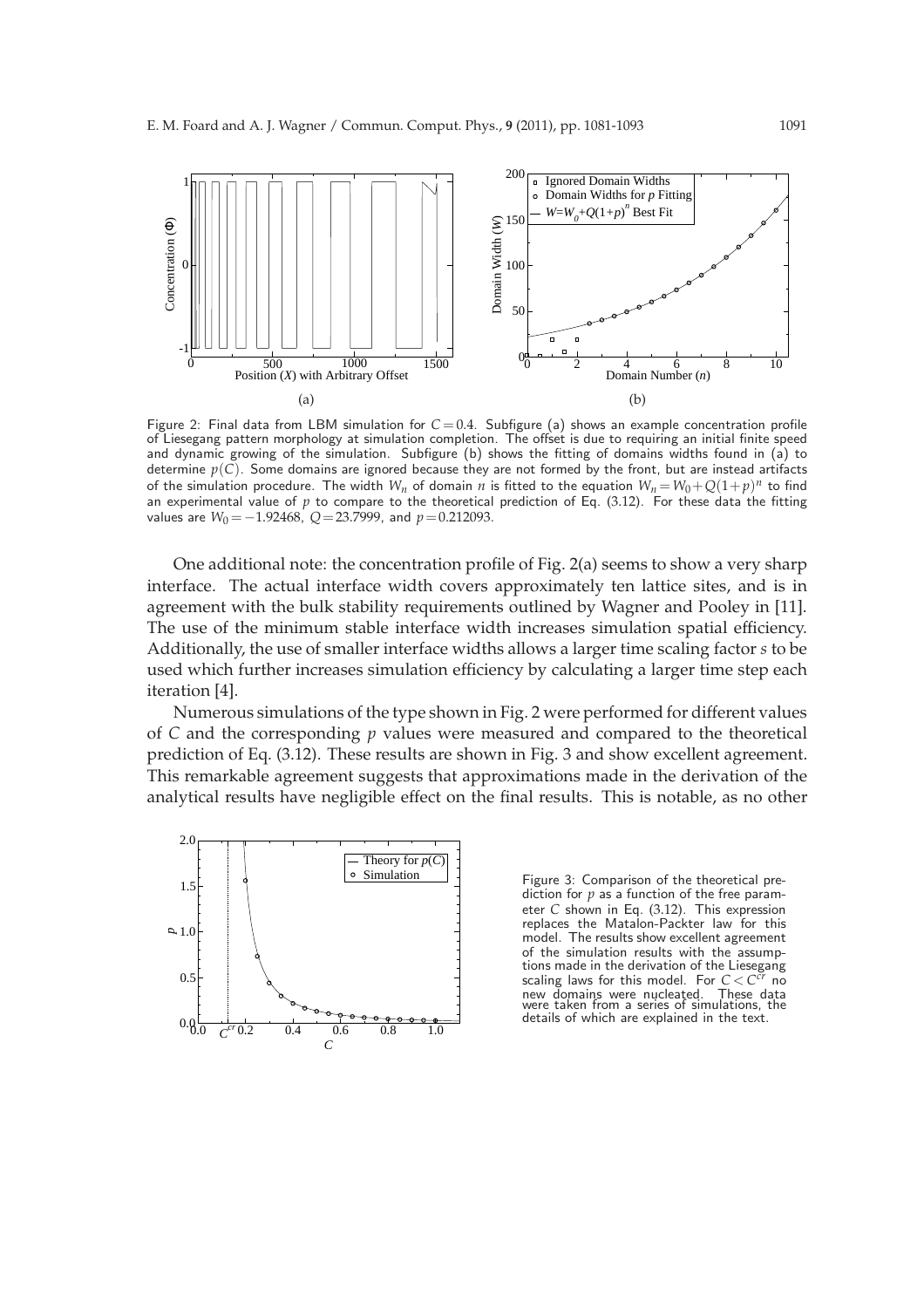Figure 2: Final data from LBM simulation for $C=0.4$. Subfigure (a) shows an example concentration profile of Liesegang pattern morphology at simulation completion. The offset is due to requiring an initial finite speed and dynamic growing of the simulation. Subfigure (b) shows the fitting of domains widths found in (a) to determine $p(C)$. Some domains are ignored because they are not formed by the front, but are instead artifacts of the simulation procedure. The width $W_n$ of domain $n$ is fitted to the equation $W_n = W_0 + Q(1+p)^n$ to find an experimental value of $p$ to compare to the theoretical prediction of Eq. (3.12). For these data the fitting values are $W_0 = -1.92468$, $Q = 23.7999$, and $p = 0.212093$.

One additional note: the concentration profile of Fig. 2(a) seems to show a very sharp interface. The actual interface width covers approximately ten lattice sites, and is in agreement with the bulk stability requirements outlined by Wagner and Pooley in [11]. The use of the minimum stable interface width increases simulation spatial efficiency. Additionally, the use of smaller interface widths allows a larger time scaling factor $s$ to be used which further increases simulation efficiency by calculating a larger time step each iteration [4].

Numerous simulations of the type shown in Fig. 2 were performed for different values of $C$ and the corresponding $p$ values were measured and compared to the theoretical prediction of Eq. (3.12). These results are shown in Fig. 3 and show excellent agreement. This remarkable agreement suggests that approximations made in the derivation of the analytical results have negligible effect on the final results. This is notable, as no other

Figure 3: Comparison of the theoretical prediction for $p$ as a function of the free parameter $C$ shown in Eq. (3.12). This expression replaces the Matalon-Packter law for this model. The results show excellent agreement of the simulation results with the assumptions made in the derivation of the Liesegang scaling laws for this model. For $C < C^{cr}$ no new domains were nucleated. These data were taken from a series of simulations, the details of which are explained in the text.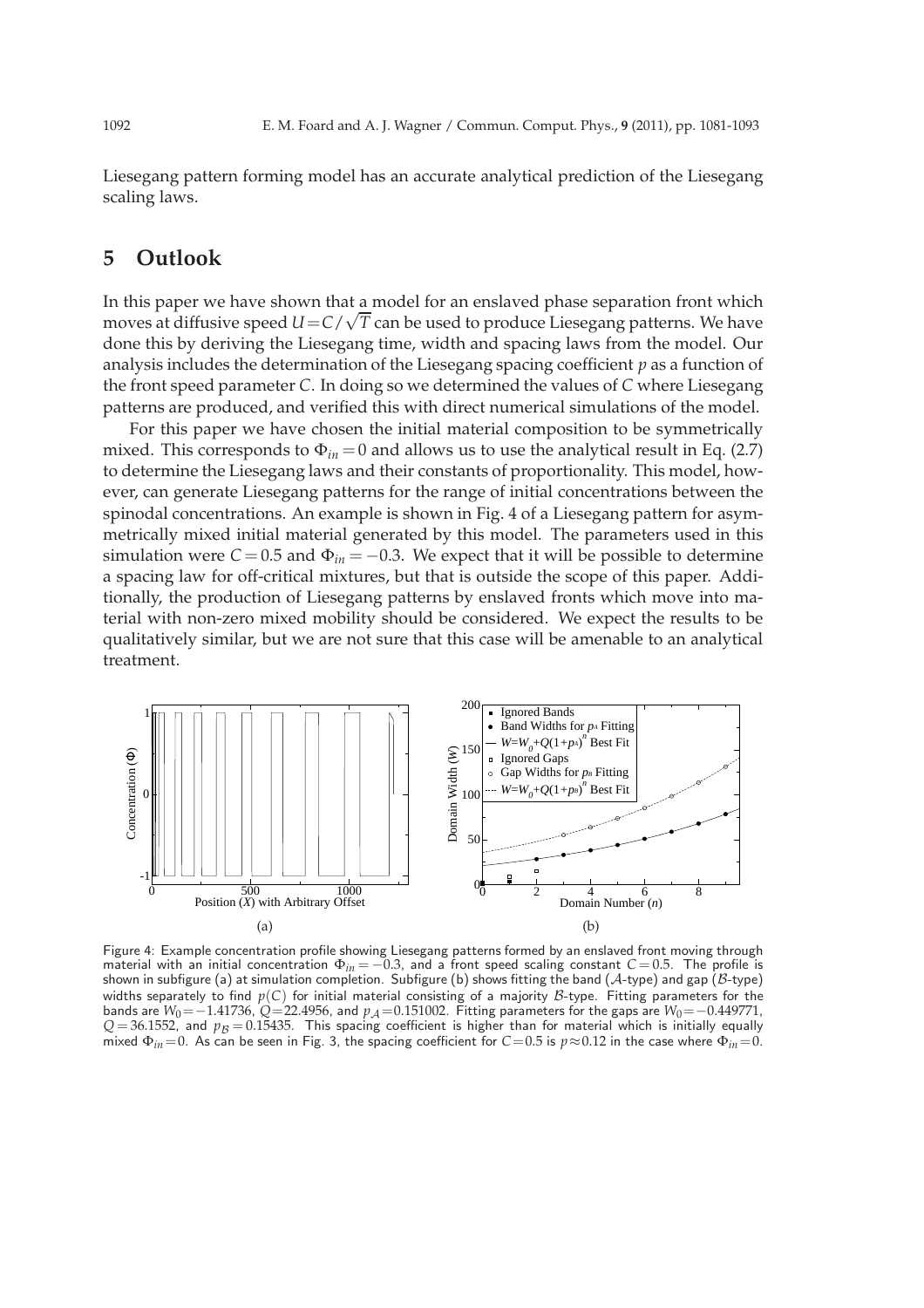Liesegang pattern forming model has an accurate analytical prediction of the Liesegang scaling laws.

## 5 Outlook

In this paper we have shown that a model for an enslaved phase separation front which moves at diffusive speed $U = C/\sqrt{T}$ can be used to produce Liesegang patterns. We have done this by deriving the Liesegang time, width and spacing laws from the model. Our analysis includes the determination of the Liesegang spacing coefficient $p$ as a function of the front speed parameter $C$. In doing so we determined the values of $C$ where Liesegang patterns are produced, and verified this with direct numerical simulations of the model.

For this paper we have chosen the initial material composition to be symmetrically mixed. This corresponds to $\Phi_{in} = 0$ and allows us to use the analytical result in Eq. (2.7) to determine the Liesegang laws and their constants of proportionality. This model, however, can generate Liesegang patterns for the range of initial concentrations between the spinodal concentrations. An example is shown in Fig. 4 of a Liesegang pattern for asymmetrically mixed initial material generated by this model. The parameters used in this simulation were $C = 0.5$ and $\Phi_{in} = -0.3$. We expect that it will be possible to determine a spacing law for off-critical mixtures, but that is outside the scope of this paper. Additionally, the production of Liesegang patterns by enslaved fronts which move into material with non-zero mixed mobility should be considered. We expect the results to be qualitatively similar, but we are not sure that this case will be amenable to an analytical treatment.

Figure 4: Example concentration profile showing Liesegang patterns formed by an enslaved front moving through material with an initial concentration $\Phi_{in} = -0.3$, and a front speed scaling constant $C = 0.5$. The profile is shown in subfigure (a) at simulation completion. Subfigure (b) shows fitting the band ($\mathcal{A}$-type) and gap ($\mathcal{B}$-type) widths separately to find $p(C)$ for initial material consisting of a majority $\mathcal{B}$-type. Fitting parameters for the bands are $W_0 = -1.41736$, $Q = 22.4956$, and $p_{\mathcal{A}} = 0.151002$. Fitting parameters for the gaps are $W_0 = -0.449771$, $Q = 36.1552$, and $p_{\mathcal{B}} = 0.15435$. This spacing coefficient is higher than for material which is initially equally mixed $\Phi_{in} = 0$. As can be seen in Fig. 3, the spacing coefficient for $C = 0.5$ is $p \approx 0.12$ in the case where $\Phi_{in} = 0$.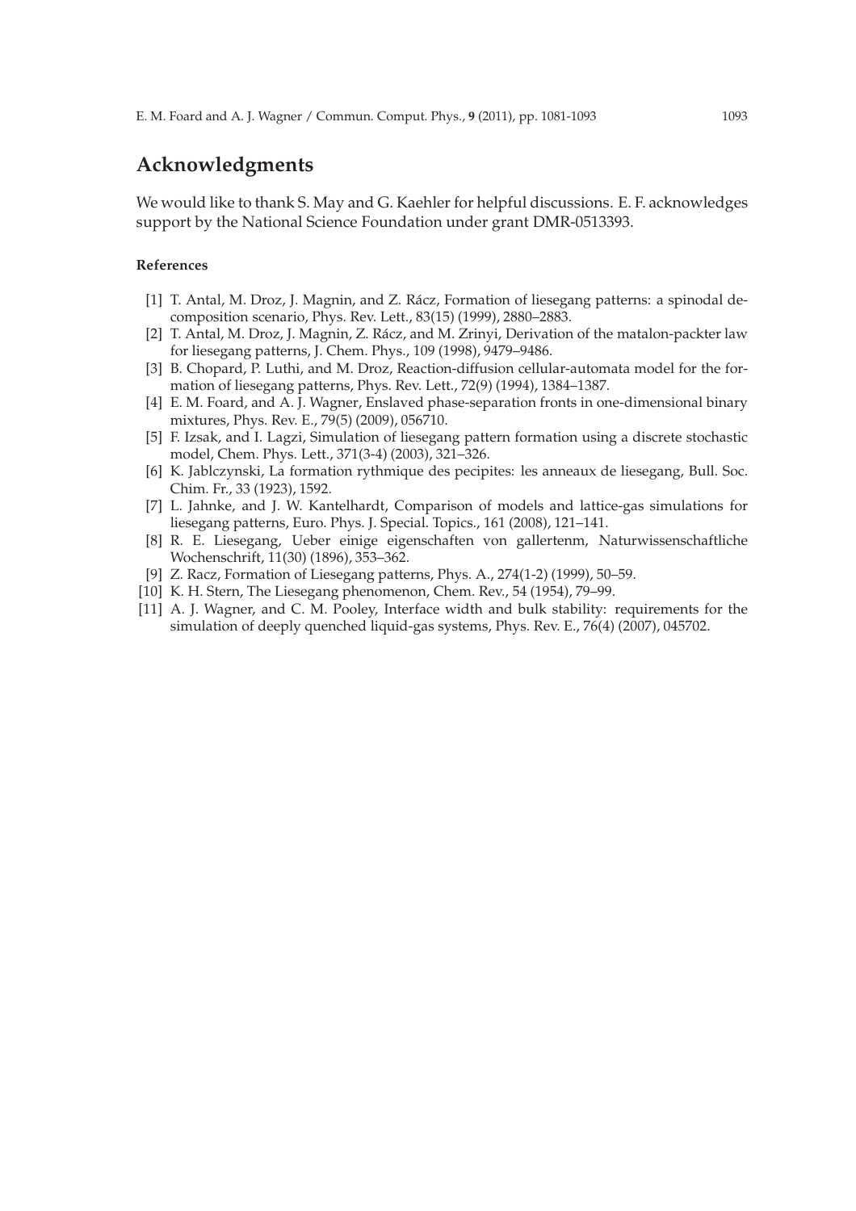## Acknowledgments

We would like to thank S. May and G. Kaehler for helpful discussions. E. F. acknowledges support by the National Science Foundation under grant DMR-0513393.

### References

[1] T. Antal, M. Droz, J. Magnin, and Z. Rácz, Formation of liesegang patterns: a spinodal decomposition scenario, Phys. Rev. Lett., 83(15) (1999), 2880–2883.

[2] T. Antal, M. Droz, J. Magnin, Z. Rácz, and M. Zrinyi, Derivation of the matalon-packter law for liesegang patterns, J. Chem. Phys., 109 (1998), 9479–9486.

[3] B. Chopard, P. Luthi, and M. Droz, Reaction-diffusion cellular-automata model for the formation of liesegang patterns, Phys. Rev. Lett., 72(9) (1994), 1384–1387.

[4] E. M. Foard, and A. J. Wagner, Enslaved phase-separation fronts in one-dimensional binary mixtures, Phys. Rev. E., 79(5) (2009), 056710.

[5] F. Izsak, and I. Lagzi, Simulation of liesegang pattern formation using a discrete stochastic model, Chem. Phys. Lett., 371(3-4) (2003), 321–326.

[6] K. Jablczynski, La formation rythmique des pecipites: les anneaux de liesegang, Bull. Soc. Chim. Fr., 33 (1923), 1592.

[7] L. Jahnke, and J. W. Kantelhardt, Comparison of models and lattice-gas simulations for liesegang patterns, Euro. Phys. J. Special. Topics., 161 (2008), 121–141.

[8] R. E. Liesegang, Ueber einige eigenschaften von gallertenm, Naturwissenschaftliche Wochenschrift, 11(30) (1896), 353–362.

[9] Z. Racz, Formation of Liesegang patterns, Phys. A., 274(1-2) (1999), 50–59.

[10] K. H. Stern, The Liesegang phenomenon, Chem. Rev., 54 (1954), 79–99.

[11] A. J. Wagner, and C. M. Pooley, Interface width and bulk stability: requirements for the simulation of deeply quenched liquid-gas systems, Phys. Rev. E., 76(4) (2007), 045702.